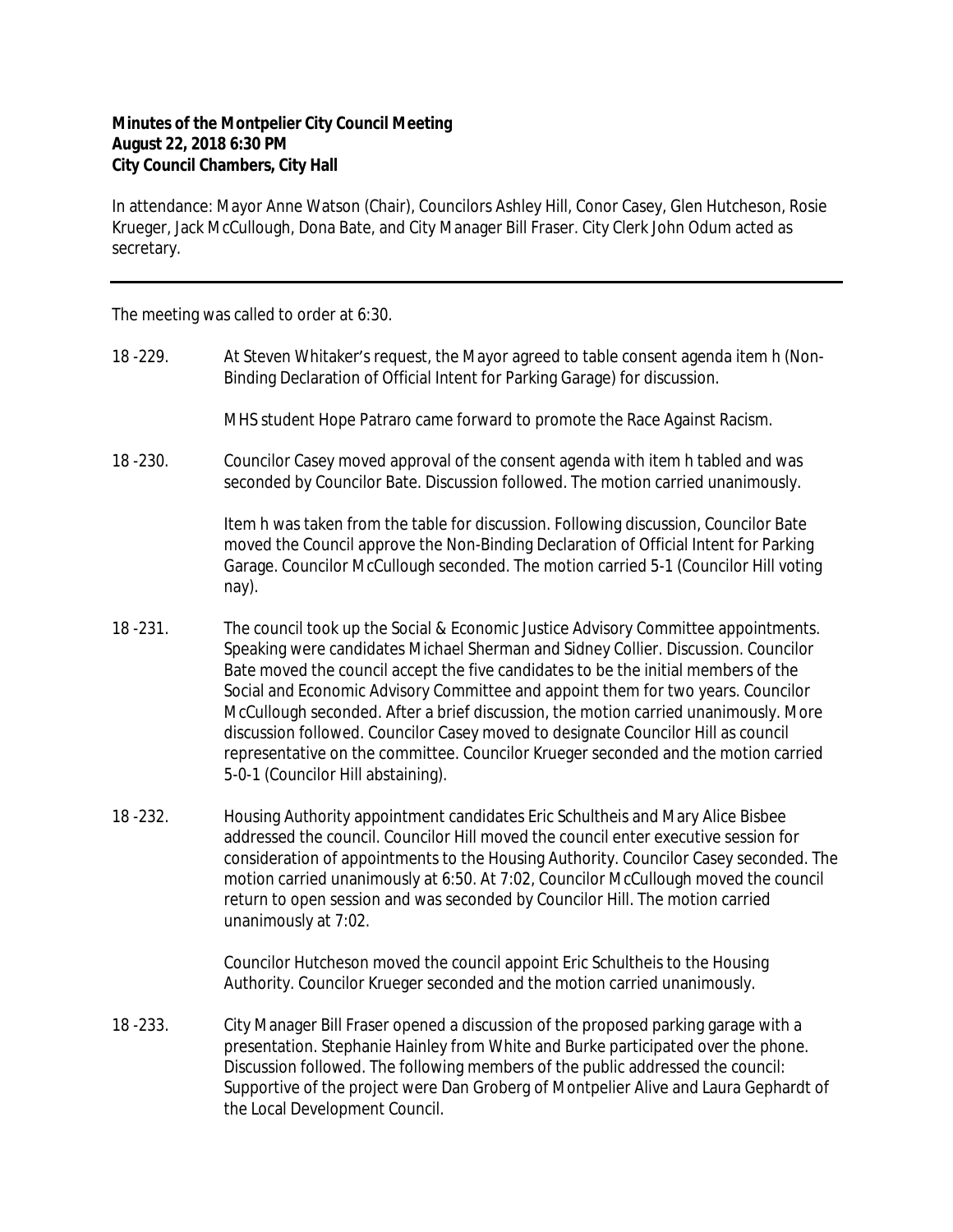**Minutes of the Montpelier City Council Meeting**
**August 22, 2018 6:30 PM**
**City Council Chambers, City Hall**

In attendance: Mayor Anne Watson (Chair), Councilors Ashley Hill, Conor Casey, Glen Hutcheson, Rosie Krueger, Jack McCullough, Dona Bate, and City Manager Bill Fraser. City Clerk John Odum acted as secretary.

---

The meeting was called to order at 6:30.

18 -229. At Steven Whitaker's request, the Mayor agreed to table consent agenda item h (Non-Binding Declaration of Official Intent for Parking Garage) for discussion.

MHS student Hope Patraro came forward to promote the Race Against Racism.

18 -230. Councilor Casey moved approval of the consent agenda with item h tabled and was seconded by Councilor Bate. Discussion followed. The motion carried unanimously.

Item h was taken from the table for discussion. Following discussion, Councilor Bate moved the Council approve the Non-Binding Declaration of Official Intent for Parking Garage. Councilor McCullough seconded. The motion carried 5-1 (Councilor Hill voting nay).

18 -231. The council took up the Social & Economic Justice Advisory Committee appointments. Speaking were candidates Michael Sherman and Sidney Collier. Discussion. Councilor Bate moved the council accept the five candidates to be the initial members of the Social and Economic Advisory Committee and appoint them for two years. Councilor McCullough seconded. After a brief discussion, the motion carried unanimously. More discussion followed. Councilor Casey moved to designate Councilor Hill as council representative on the committee. Councilor Krueger seconded and the motion carried 5-0-1 (Councilor Hill abstaining).

18 -232. Housing Authority appointment candidates Eric Schultheis and Mary Alice Bisbee addressed the council. Councilor Hill moved the council enter executive session for consideration of appointments to the Housing Authority. Councilor Casey seconded. The motion carried unanimously at 6:50. At 7:02, Councilor McCullough moved the council return to open session and was seconded by Councilor Hill. The motion carried unanimously at 7:02.

Councilor Hutcheson moved the council appoint Eric Schultheis to the Housing Authority. Councilor Krueger seconded and the motion carried unanimously.

18 -233. City Manager Bill Fraser opened a discussion of the proposed parking garage with a presentation. Stephanie Hainley from White and Burke participated over the phone. Discussion followed. The following members of the public addressed the council: Supportive of the project were Dan Groberg of Montpelier Alive and Laura Gephardt of the Local Development Council.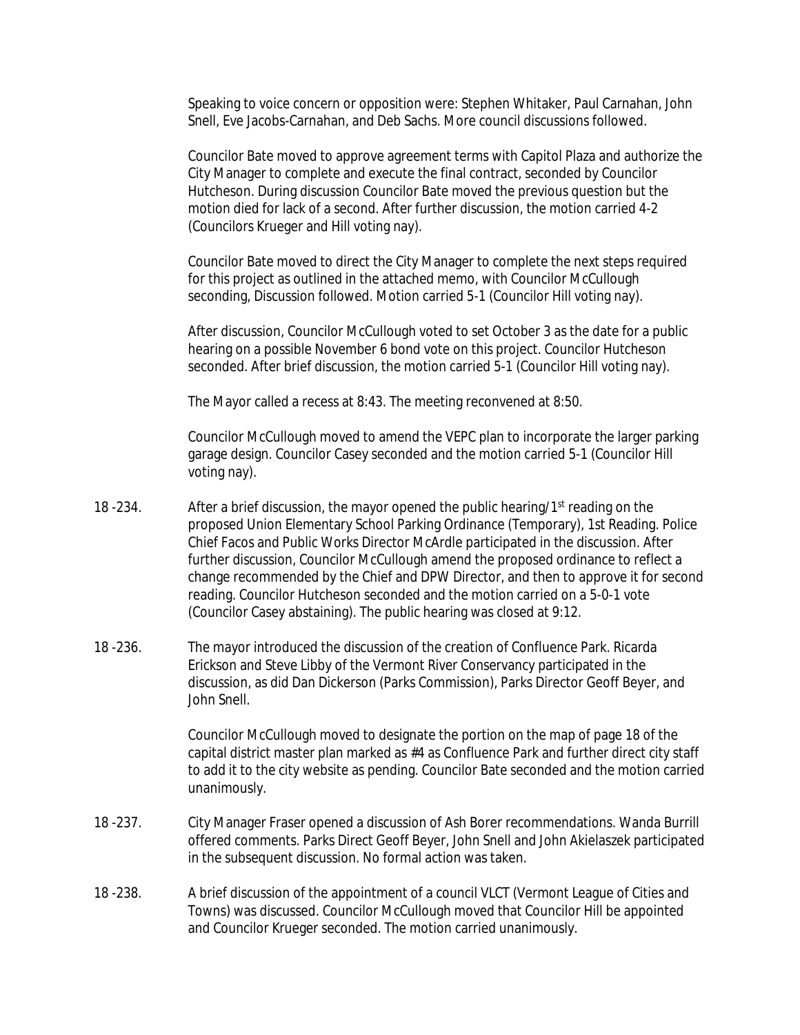Speaking to voice concern or opposition were: Stephen Whitaker, Paul Carnahan, John Snell, Eve Jacobs-Carnahan, and Deb Sachs. More council discussions followed.

Councilor Bate moved to approve agreement terms with Capitol Plaza and authorize the City Manager to complete and execute the final contract, seconded by Councilor Hutcheson. During discussion Councilor Bate moved the previous question but the motion died for lack of a second. After further discussion, the motion carried 4-2 (Councilors Krueger and Hill voting nay).

Councilor Bate moved to direct the City Manager to complete the next steps required for this project as outlined in the attached memo, with Councilor McCullough seconding, Discussion followed. Motion carried 5-1 (Councilor Hill voting nay).

After discussion, Councilor McCullough voted to set October 3 as the date for a public hearing on a possible November 6 bond vote on this project. Councilor Hutcheson seconded. After brief discussion, the motion carried 5-1 (Councilor Hill voting nay).

The Mayor called a recess at 8:43. The meeting reconvened at 8:50.

Councilor McCullough moved to amend the VEPC plan to incorporate the larger parking garage design. Councilor Casey seconded and the motion carried 5-1 (Councilor Hill voting nay).

18 -234. After a brief discussion, the mayor opened the public hearing/1st reading on the proposed Union Elementary School Parking Ordinance (Temporary), 1st Reading. Police Chief Facos and Public Works Director McArdle participated in the discussion. After further discussion, Councilor McCullough amend the proposed ordinance to reflect a change recommended by the Chief and DPW Director, and then to approve it for second reading. Councilor Hutcheson seconded and the motion carried on a 5-0-1 vote (Councilor Casey abstaining). The public hearing was closed at 9:12.

18 -236. The mayor introduced the discussion of the creation of Confluence Park. Ricarda Erickson and Steve Libby of the Vermont River Conservancy participated in the discussion, as did Dan Dickerson (Parks Commission), Parks Director Geoff Beyer, and John Snell.

Councilor McCullough moved to designate the portion on the map of page 18 of the capital district master plan marked as #4 as Confluence Park and further direct city staff to add it to the city website as pending. Councilor Bate seconded and the motion carried unanimously.

18 -237. City Manager Fraser opened a discussion of Ash Borer recommendations. Wanda Burrill offered comments. Parks Direct Geoff Beyer, John Snell and John Akielaszek participated in the subsequent discussion. No formal action was taken.

18 -238. A brief discussion of the appointment of a council VLCT (Vermont League of Cities and Towns) was discussed. Councilor McCullough moved that Councilor Hill be appointed and Councilor Krueger seconded. The motion carried unanimously.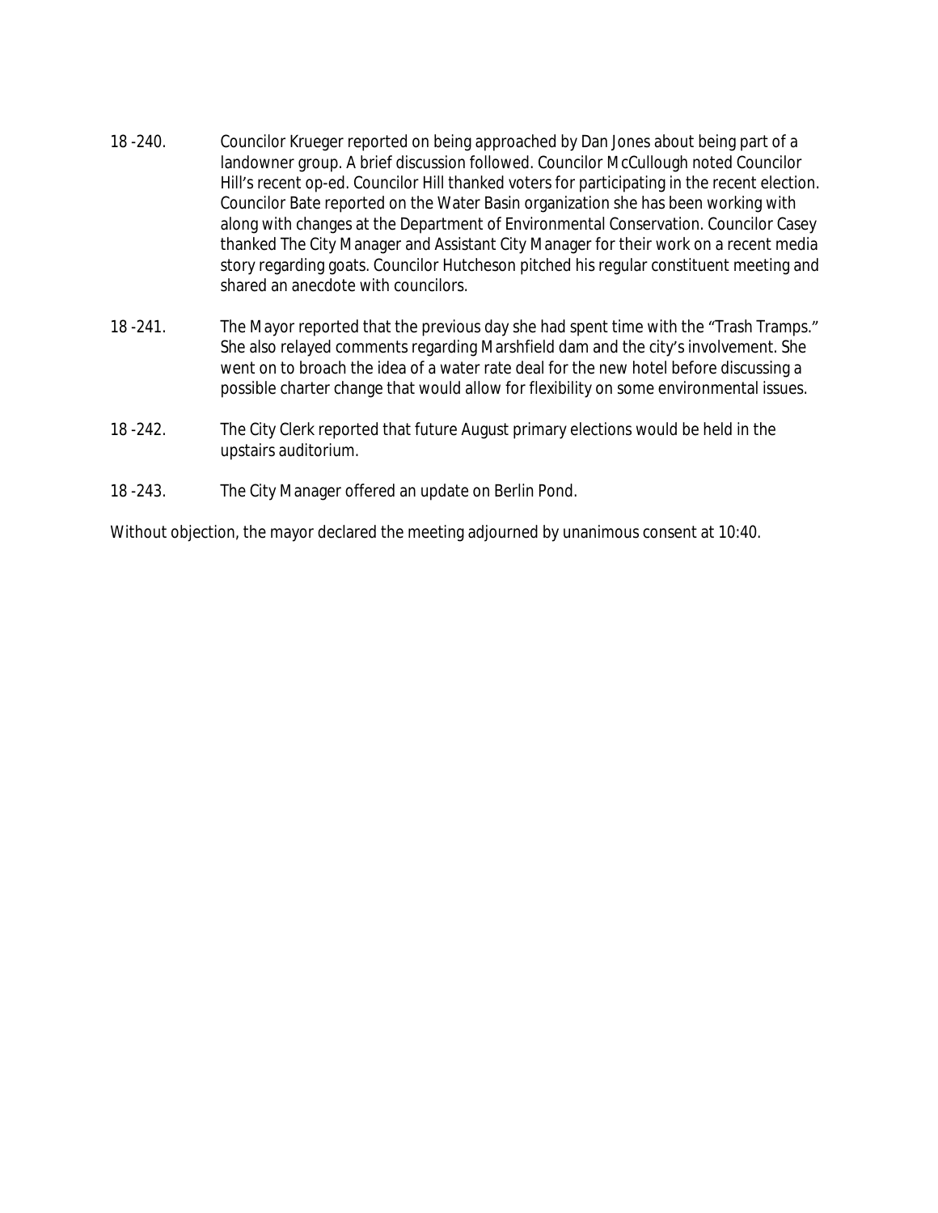18 -240. Councilor Krueger reported on being approached by Dan Jones about being part of a landowner group. A brief discussion followed. Councilor McCullough noted Councilor Hill's recent op-ed. Councilor Hill thanked voters for participating in the recent election. Councilor Bate reported on the Water Basin organization she has been working with along with changes at the Department of Environmental Conservation. Councilor Casey thanked The City Manager and Assistant City Manager for their work on a recent media story regarding goats. Councilor Hutcheson pitched his regular constituent meeting and shared an anecdote with councilors.

18 -241. The Mayor reported that the previous day she had spent time with the "Trash Tramps." She also relayed comments regarding Marshfield dam and the city's involvement. She went on to broach the idea of a water rate deal for the new hotel before discussing a possible charter change that would allow for flexibility on some environmental issues.

18 -242. The City Clerk reported that future August primary elections would be held in the upstairs auditorium.

18 -243. The City Manager offered an update on Berlin Pond.

Without objection, the mayor declared the meeting adjourned by unanimous consent at 10:40.